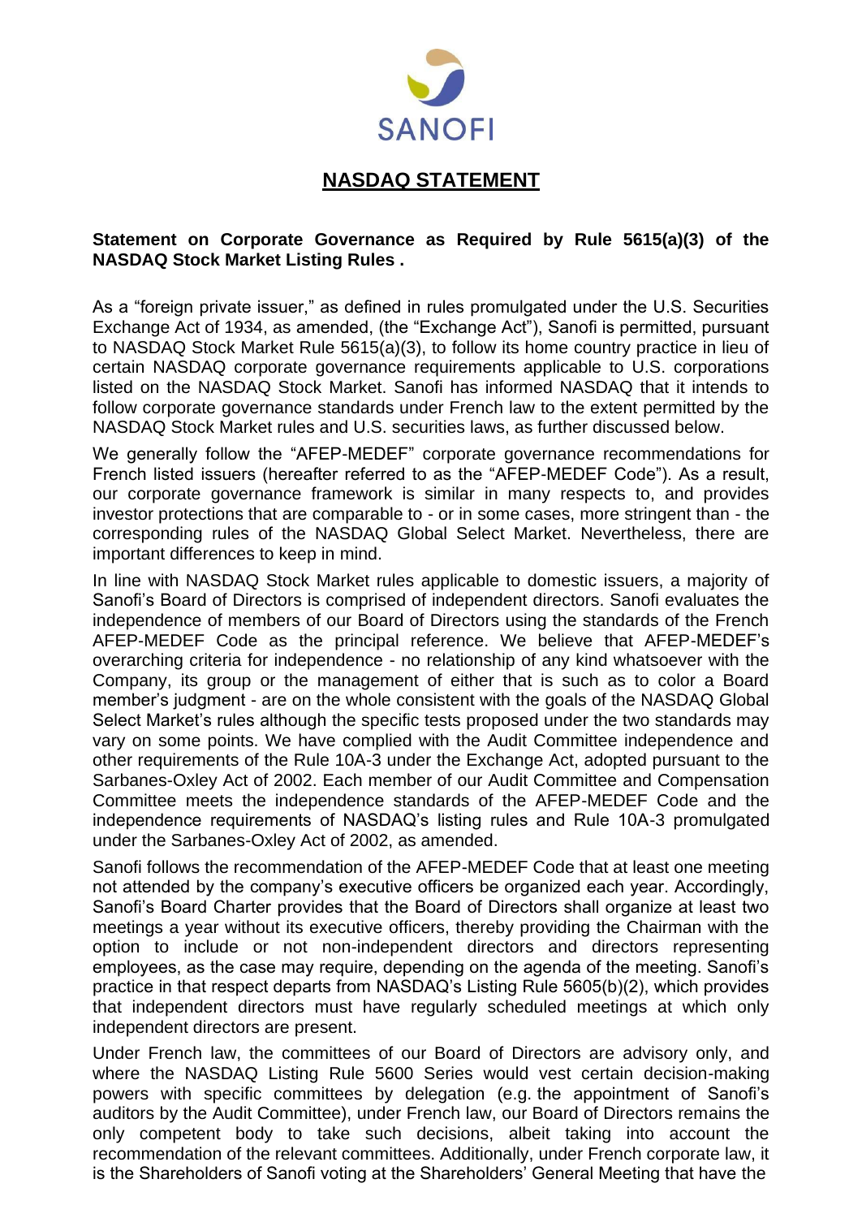SANOFI

# NASDAQ STATEMENT

**Statement on Corporate Governance as Required by Rule 5615(a)(3) of the NASDAQ Stock Market Listing Rules .**

As a "foreign private issuer," as defined in rules promulgated under the U.S. Securities Exchange Act of 1934, as amended, (the "Exchange Act"), Sanofi is permitted, pursuant to NASDAQ Stock Market Rule 5615(a)(3), to follow its home country practice in lieu of certain NASDAQ corporate governance requirements applicable to U.S. corporations listed on the NASDAQ Stock Market. Sanofi has informed NASDAQ that it intends to follow corporate governance standards under French law to the extent permitted by the NASDAQ Stock Market rules and U.S. securities laws, as further discussed below.

We generally follow the "AFEP-MEDEF" corporate governance recommendations for French listed issuers (hereafter referred to as the "AFEP-MEDEF Code"). As a result, our corporate governance framework is similar in many respects to, and provides investor protections that are comparable to - or in some cases, more stringent than - the corresponding rules of the NASDAQ Global Select Market. Nevertheless, there are important differences to keep in mind.

In line with NASDAQ Stock Market rules applicable to domestic issuers, a majority of Sanofi's Board of Directors is comprised of independent directors. Sanofi evaluates the independence of members of our Board of Directors using the standards of the French AFEP-MEDEF Code as the principal reference. We believe that AFEP-MEDEF's overarching criteria for independence - no relationship of any kind whatsoever with the Company, its group or the management of either that is such as to color a Board member's judgment - are on the whole consistent with the goals of the NASDAQ Global Select Market's rules although the specific tests proposed under the two standards may vary on some points. We have complied with the Audit Committee independence and other requirements of the Rule 10A-3 under the Exchange Act, adopted pursuant to the Sarbanes-Oxley Act of 2002. Each member of our Audit Committee and Compensation Committee meets the independence standards of the AFEP-MEDEF Code and the independence requirements of NASDAQ's listing rules and Rule 10A-3 promulgated under the Sarbanes-Oxley Act of 2002, as amended.

Sanofi follows the recommendation of the AFEP-MEDEF Code that at least one meeting not attended by the company's executive officers be organized each year. Accordingly, Sanofi's Board Charter provides that the Board of Directors shall organize at least two meetings a year without its executive officers, thereby providing the Chairman with the option to include or not non-independent directors and directors representing employees, as the case may require, depending on the agenda of the meeting. Sanofi's practice in that respect departs from NASDAQ's Listing Rule 5605(b)(2), which provides that independent directors must have regularly scheduled meetings at which only independent directors are present.

Under French law, the committees of our Board of Directors are advisory only, and where the NASDAQ Listing Rule 5600 Series would vest certain decision-making powers with specific committees by delegation (e.g. the appointment of Sanofi's auditors by the Audit Committee), under French law, our Board of Directors remains the only competent body to take such decisions, albeit taking into account the recommendation of the relevant committees. Additionally, under French corporate law, it is the Shareholders of Sanofi voting at the Shareholders' General Meeting that have the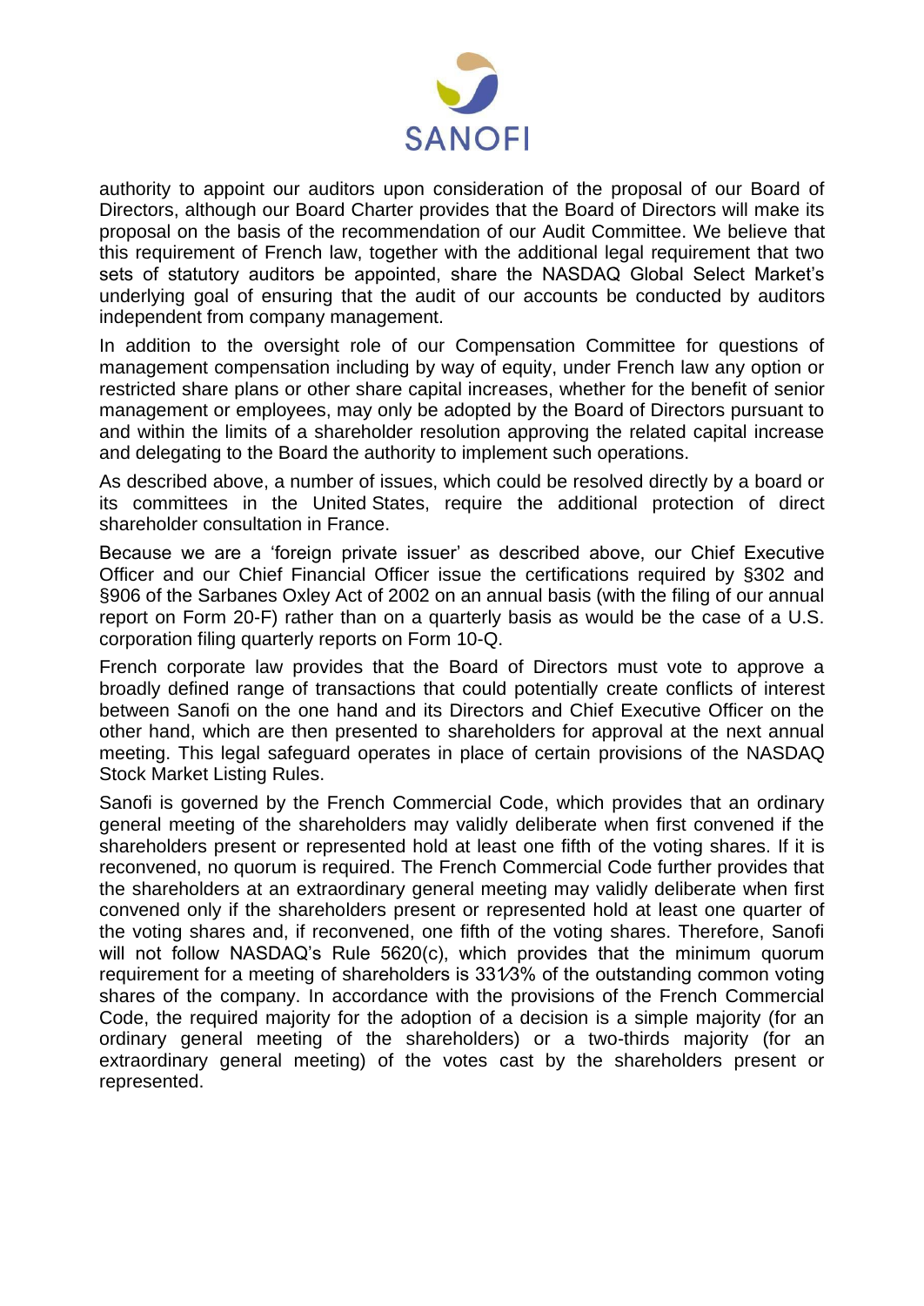authority to appoint our auditors upon consideration of the proposal of our Board of Directors, although our Board Charter provides that the Board of Directors will make its proposal on the basis of the recommendation of our Audit Committee. We believe that this requirement of French law, together with the additional legal requirement that two sets of statutory auditors be appointed, share the NASDAQ Global Select Market's underlying goal of ensuring that the audit of our accounts be conducted by auditors independent from company management.

In addition to the oversight role of our Compensation Committee for questions of management compensation including by way of equity, under French law any option or restricted share plans or other share capital increases, whether for the benefit of senior management or employees, may only be adopted by the Board of Directors pursuant to and within the limits of a shareholder resolution approving the related capital increase and delegating to the Board the authority to implement such operations.

As described above, a number of issues, which could be resolved directly by a board or its committees in the United States, require the additional protection of direct shareholder consultation in France.

Because we are a 'foreign private issuer' as described above, our Chief Executive Officer and our Chief Financial Officer issue the certifications required by §302 and §906 of the Sarbanes Oxley Act of 2002 on an annual basis (with the filing of our annual report on Form 20-F) rather than on a quarterly basis as would be the case of a U.S. corporation filing quarterly reports on Form 10-Q.

French corporate law provides that the Board of Directors must vote to approve a broadly defined range of transactions that could potentially create conflicts of interest between Sanofi on the one hand and its Directors and Chief Executive Officer on the other hand, which are then presented to shareholders for approval at the next annual meeting. This legal safeguard operates in place of certain provisions of the NASDAQ Stock Market Listing Rules.

Sanofi is governed by the French Commercial Code, which provides that an ordinary general meeting of the shareholders may validly deliberate when first convened if the shareholders present or represented hold at least one fifth of the voting shares. If it is reconvened, no quorum is required. The French Commercial Code further provides that the shareholders at an extraordinary general meeting may validly deliberate when first convened only if the shareholders present or represented hold at least one quarter of the voting shares and, if reconvened, one fifth of the voting shares. Therefore, Sanofi will not follow NASDAQ's Rule 5620(c), which provides that the minimum quorum requirement for a meeting of shareholders is 33⅓% of the outstanding common voting shares of the company. In accordance with the provisions of the French Commercial Code, the required majority for the adoption of a decision is a simple majority (for an ordinary general meeting of the shareholders) or a two-thirds majority (for an extraordinary general meeting) of the votes cast by the shareholders present or represented.